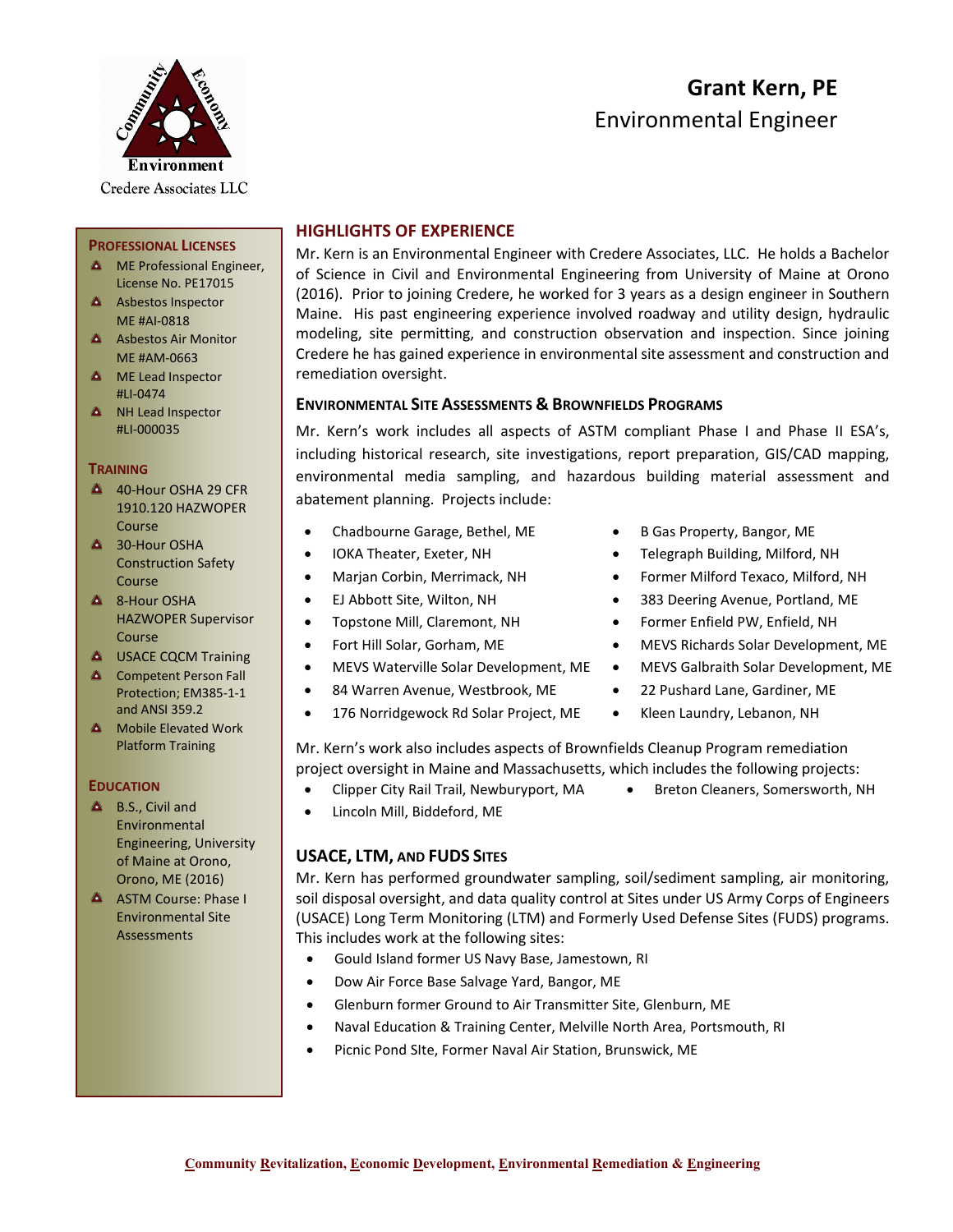Credere Associates LLC

# Grant Kern, PE

Environmental Engineer

## Professional Licenses

- ME Professional Engineer, License No. PE17015
- Asbestos Inspector ME #AI-0818
- Asbestos Air Monitor ME #AM-0663
- ME Lead Inspector #LI-0474
- NH Lead Inspector #LI-000035

## Training

- 40-Hour OSHA 29 CFR 1910.120 HAZWOPER Course
- 30-Hour OSHA Construction Safety Course
- 8-Hour OSHA HAZWOPER Supervisor Course
- USACE CQCM Training
- Competent Person Fall Protection; EM385-1-1 and ANSI 359.2
- Mobile Elevated Work Platform Training

## Education

- B.S., Civil and Environmental Engineering, University of Maine at Orono, Orono, ME (2016)
- ASTM Course: Phase I Environmental Site Assessments

## Highlights of Experience

Mr. Kern is an Environmental Engineer with Credere Associates, LLC. He holds a Bachelor of Science in Civil and Environmental Engineering from University of Maine at Orono (2016). Prior to joining Credere, he worked for 3 years as a design engineer in Southern Maine. His past engineering experience involved roadway and utility design, hydraulic modeling, site permitting, and construction observation and inspection. Since joining Credere he has gained experience in environmental site assessment and construction and remediation oversight.

### Environmental Site Assessments & Brownfields Programs

Mr. Kern's work includes all aspects of ASTM compliant Phase I and Phase II ESA's, including historical research, site investigations, report preparation, GIS/CAD mapping, environmental media sampling, and hazardous building material assessment and abatement planning. Projects include:

- Chadbourne Garage, Bethel, ME
- IOKA Theater, Exeter, NH
- Marjan Corbin, Merrimack, NH
- EJ Abbott Site, Wilton, NH
- Topstone Mill, Claremont, NH
- Fort Hill Solar, Gorham, ME
- MEVS Waterville Solar Development, ME
- 84 Warren Avenue, Westbrook, ME
- 176 Norridgewock Rd Solar Project, ME
- B Gas Property, Bangor, ME
- Telegraph Building, Milford, NH
- Former Milford Texaco, Milford, NH
- 383 Deering Avenue, Portland, ME
- Former Enfield PW, Enfield, NH
- MEVS Richards Solar Development, ME
- MEVS Galbraith Solar Development, ME
- 22 Pushard Lane, Gardiner, ME
- Kleen Laundry, Lebanon, NH

Mr. Kern's work also includes aspects of Brownfields Cleanup Program remediation project oversight in Maine and Massachusetts, which includes the following projects:

- Clipper City Rail Trail, Newburyport, MA
- Lincoln Mill, Biddeford, ME
- Breton Cleaners, Somersworth, NH

### USACE, LTM, and FUDS Sites

Mr. Kern has performed groundwater sampling, soil/sediment sampling, air monitoring, soil disposal oversight, and data quality control at Sites under US Army Corps of Engineers (USACE) Long Term Monitoring (LTM) and Formerly Used Defense Sites (FUDS) programs. This includes work at the following sites:

- Gould Island former US Navy Base, Jamestown, RI
- Dow Air Force Base Salvage Yard, Bangor, ME
- Glenburn former Ground to Air Transmitter Site, Glenburn, ME
- Naval Education & Training Center, Melville North Area, Portsmouth, RI
- Picnic Pond SIte, Former Naval Air Station, Brunswick, ME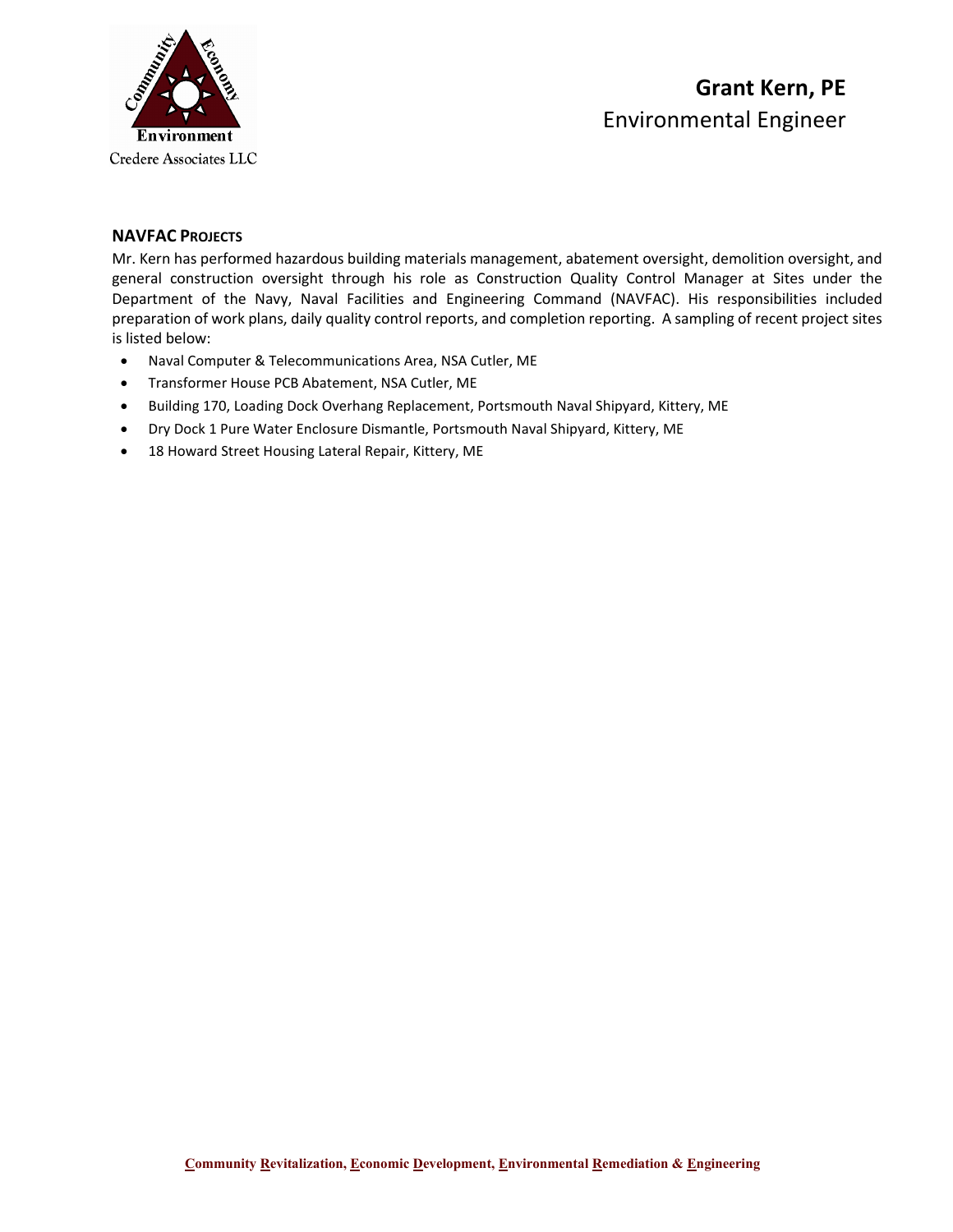# Grant Kern, PE

Environmental Engineer

## NAVFAC PROJECTS

Mr. Kern has performed hazardous building materials management, abatement oversight, demolition oversight, and general construction oversight through his role as Construction Quality Control Manager at Sites under the Department of the Navy, Naval Facilities and Engineering Command (NAVFAC). His responsibilities included preparation of work plans, daily quality control reports, and completion reporting. A sampling of recent project sites is listed below:

- Naval Computer & Telecommunications Area, NSA Cutler, ME
- Transformer House PCB Abatement, NSA Cutler, ME
- Building 170, Loading Dock Overhang Replacement, Portsmouth Naval Shipyard, Kittery, ME
- Dry Dock 1 Pure Water Enclosure Dismantle, Portsmouth Naval Shipyard, Kittery, ME
- 18 Howard Street Housing Lateral Repair, Kittery, ME